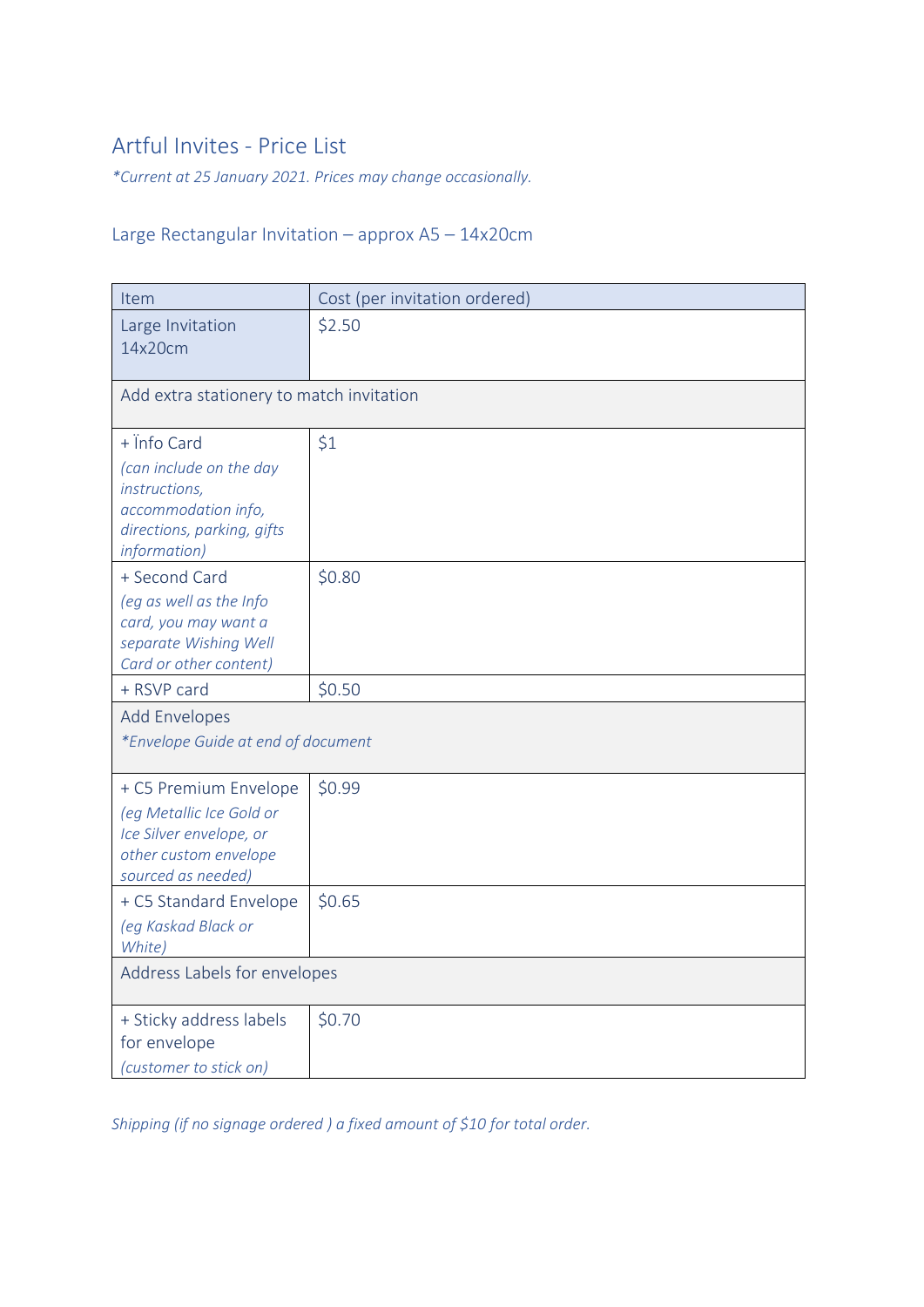# Artful Invites - Price List

*\*Current at 25 January 2021. Prices may change occasionally.*

## Large Rectangular Invitation – approx A5 – 14x20cm

| Item | Cost (per invitation ordered) |
|---|---|
| Large Invitation 14x20cm | $2.50 |
| Add extra stationery to match invitation | |
| + Ïnfo Card *(can include on the day instructions, accommodation info, directions, parking, gifts information)* | $1 |
| + Second Card *(eg as well as the Info card, you may want a separate Wishing Well Card or other content)* | $0.80 |
| + RSVP card | $0.50 |
| Add Envelopes *\*Envelope Guide at end of document* | |
| + C5 Premium Envelope *(eg Metallic Ice Gold or Ice Silver envelope, or other custom envelope sourced as needed)* | $0.99 |
| + C5 Standard Envelope *(eg Kaskad Black or White)* | $0.65 |
| Address Labels for envelopes | |
| + Sticky address labels for envelope *(customer to stick on)* | $0.70 |

*Shipping (if no signage ordered ) a fixed amount of $10 for total order.*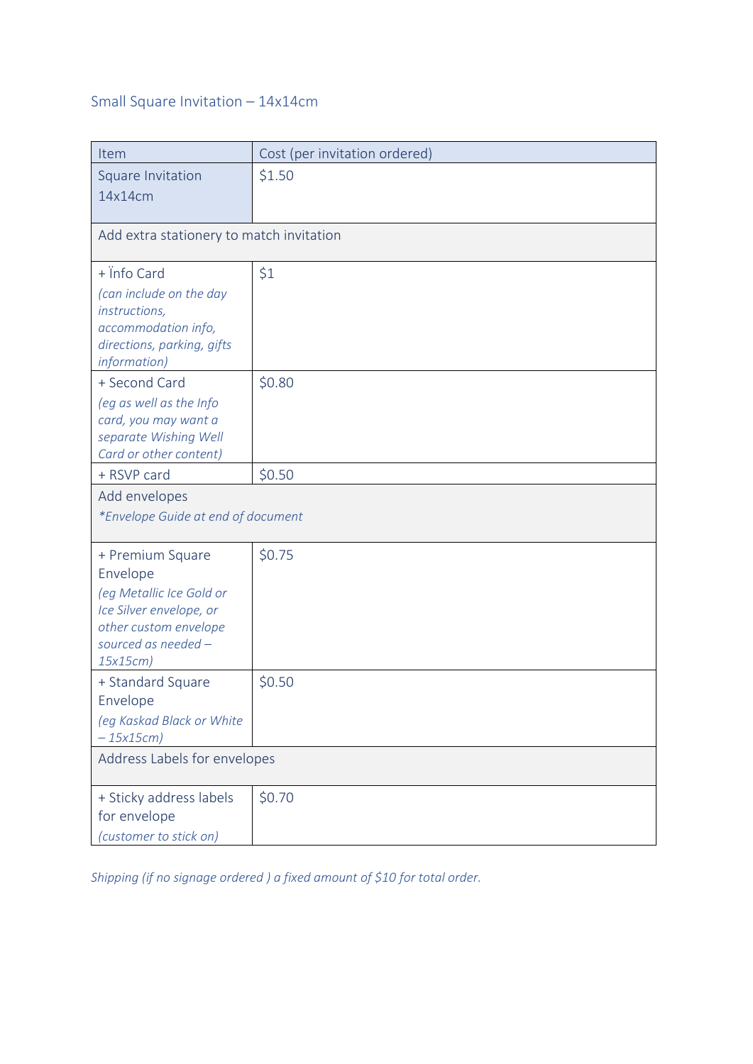## Small Square Invitation – 14x14cm

| Item | Cost (per invitation ordered) |
| --- | --- |
| Square Invitation 14x14cm | $1.50 |
| Add extra stationery to match invitation | |
| + Info Card *(can include on the day instructions, accommodation info, directions, parking, gifts information)* | $1 |
| + Second Card *(eg as well as the Info card, you may want a separate Wishing Well Card or other content)* | $0.80 |
| + RSVP card | $0.50 |
| Add envelopes *\*Envelope Guide at end of document* | |
| + Premium Square Envelope *(eg Metallic Ice Gold or Ice Silver envelope, or other custom envelope sourced as needed – 15x15cm)* | $0.75 |
| + Standard Square Envelope *(eg Kaskad Black or White – 15x15cm)* | $0.50 |
| Address Labels for envelopes | |
| + Sticky address labels for envelope *(customer to stick on)* | $0.70 |

*Shipping (if no signage ordered ) a fixed amount of $10 for total order.*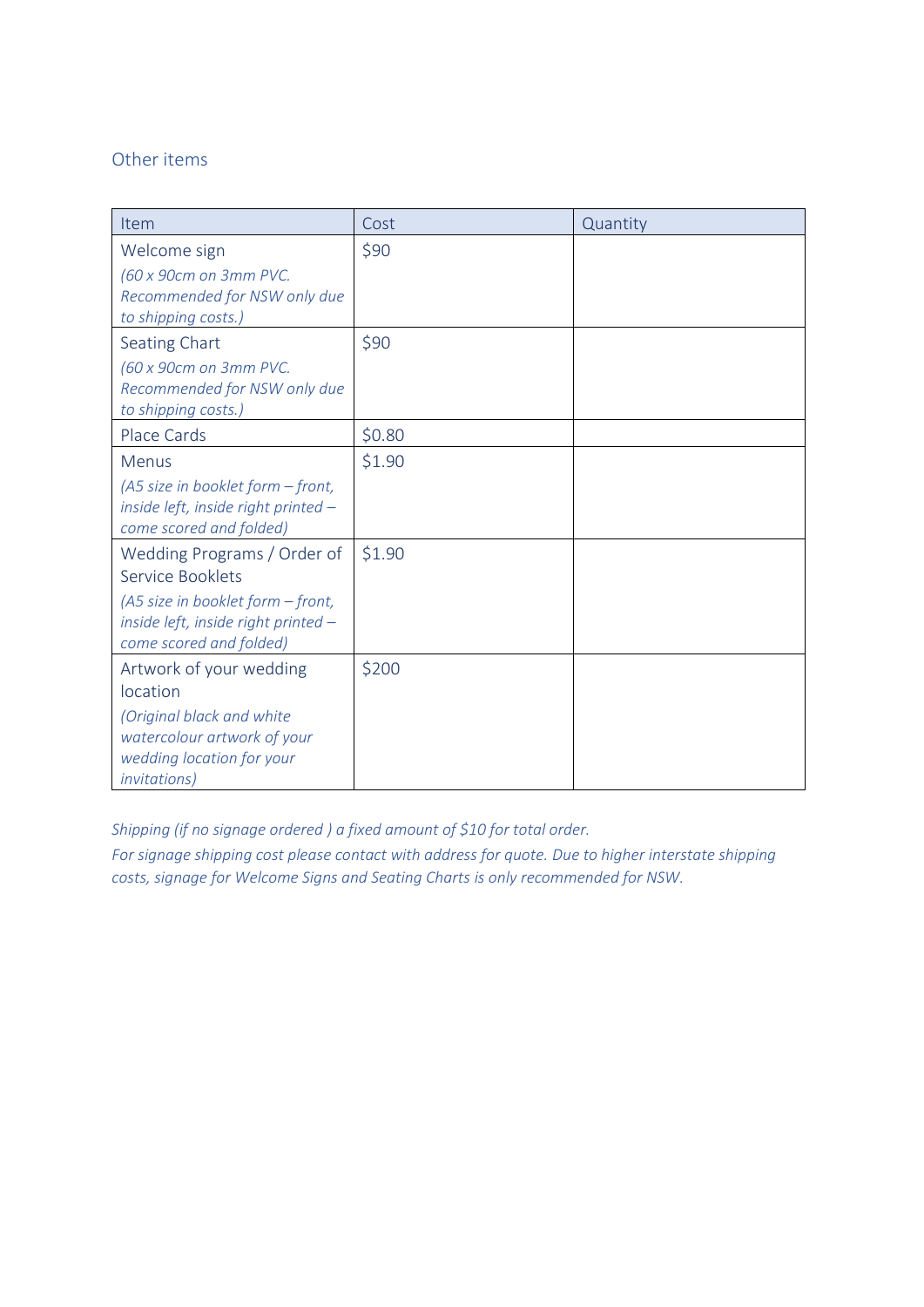## Other items

| Item | Cost | Quantity |
|---|---|---|
| Welcome sign<br>*(60 x 90cm on 3mm PVC. Recommended for NSW only due to shipping costs.)* | $90 | |
| Seating Chart<br>*(60 x 90cm on 3mm PVC. Recommended for NSW only due to shipping costs.)* | $90 | |
| Place Cards | $0.80 | |
| Menus<br>*(A5 size in booklet form – front, inside left, inside right printed – come scored and folded)* | $1.90 | |
| Wedding Programs / Order of Service Booklets<br>*(A5 size in booklet form – front, inside left, inside right printed – come scored and folded)* | $1.90 | |
| Artwork of your wedding location<br>*(Original black and white watercolour artwork of your wedding location for your invitations)* | $200 | |

*Shipping (if no signage ordered ) a fixed amount of $10 for total order.*
*For signage shipping cost please contact with address for quote. Due to higher interstate shipping costs, signage for Welcome Signs and Seating Charts is only recommended for NSW.*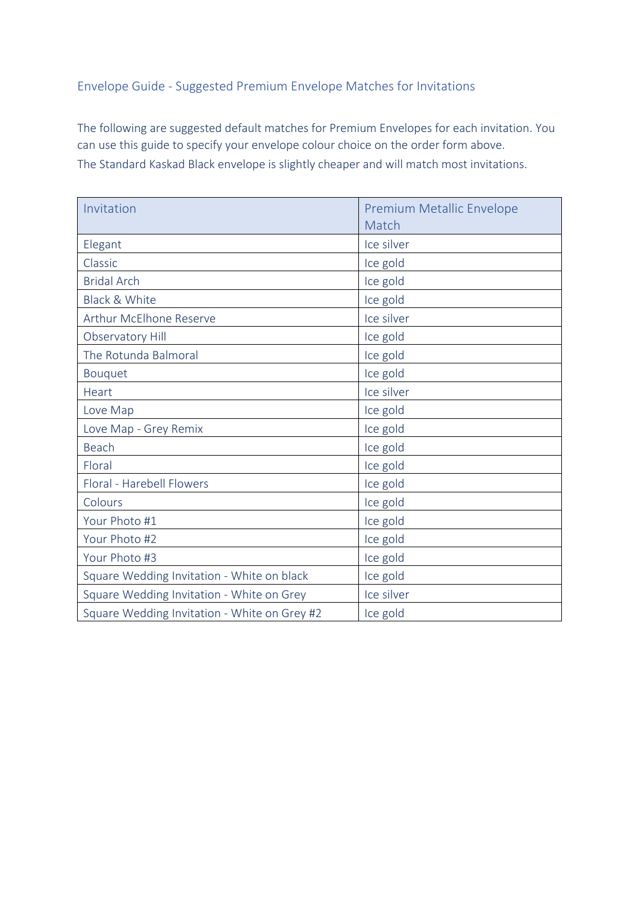## Envelope Guide - Suggested Premium Envelope Matches for Invitations

The following are suggested default matches for Premium Envelopes for each invitation. You can use this guide to specify your envelope colour choice on the order form above.
The Standard Kaskad Black envelope is slightly cheaper and will match most invitations.

| Invitation | Premium Metallic Envelope Match |
|---|---|
| Elegant | Ice silver |
| Classic | Ice gold |
| Bridal Arch | Ice gold |
| Black & White | Ice gold |
| Arthur McElhone Reserve | Ice silver |
| Observatory Hill | Ice gold |
| The Rotunda Balmoral | Ice gold |
| Bouquet | Ice gold |
| Heart | Ice silver |
| Love Map | Ice gold |
| Love Map - Grey Remix | Ice gold |
| Beach | Ice gold |
| Floral | Ice gold |
| Floral - Harebell Flowers | Ice gold |
| Colours | Ice gold |
| Your Photo #1 | Ice gold |
| Your Photo #2 | Ice gold |
| Your Photo #3 | Ice gold |
| Square Wedding Invitation - White on black | Ice gold |
| Square Wedding Invitation - White on Grey | Ice silver |
| Square Wedding Invitation - White on Grey #2 | Ice gold |